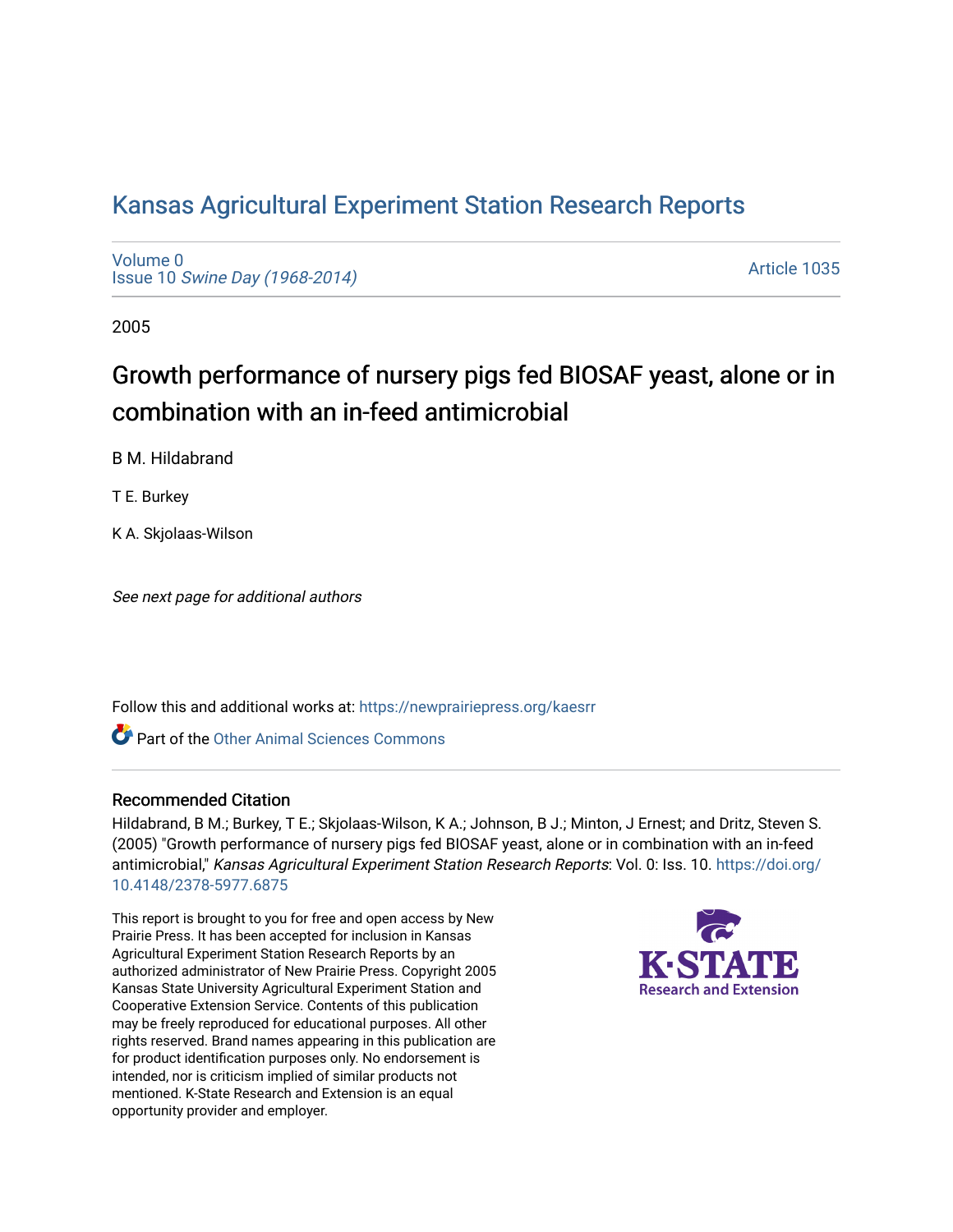# Kansas Agricultural Experiment Station Research Reports

Volume 0
Issue 10 *Swine Day (1968-2014)*

Article 1035

2005

## Growth performance of nursery pigs fed BIOSAF yeast, alone or in combination with an in-feed antimicrobial

B M. Hildabrand

T E. Burkey

K A. Skjolaas-Wilson

*See next page for additional authors*

Follow this and additional works at: https://newprairiepress.org/kaesrr

Part of the Other Animal Sciences Commons

### Recommended Citation

Hildabrand, B M.; Burkey, T E.; Skjolaas-Wilson, K A.; Johnson, B J.; Minton, J Ernest; and Dritz, Steven S. (2005) "Growth performance of nursery pigs fed BIOSAF yeast, alone or in combination with an in-feed antimicrobial," *Kansas Agricultural Experiment Station Research Reports*: Vol. 0: Iss. 10. https://doi.org/10.4148/2378-5977.6875

This report is brought to you for free and open access by New Prairie Press. It has been accepted for inclusion in Kansas Agricultural Experiment Station Research Reports by an authorized administrator of New Prairie Press. Copyright 2005 Kansas State University Agricultural Experiment Station and Cooperative Extension Service. Contents of this publication may be freely reproduced for educational purposes. All other rights reserved. Brand names appearing in this publication are for product identification purposes only. No endorsement is intended, nor is criticism implied of similar products not mentioned. K-State Research and Extension is an equal opportunity provider and employer.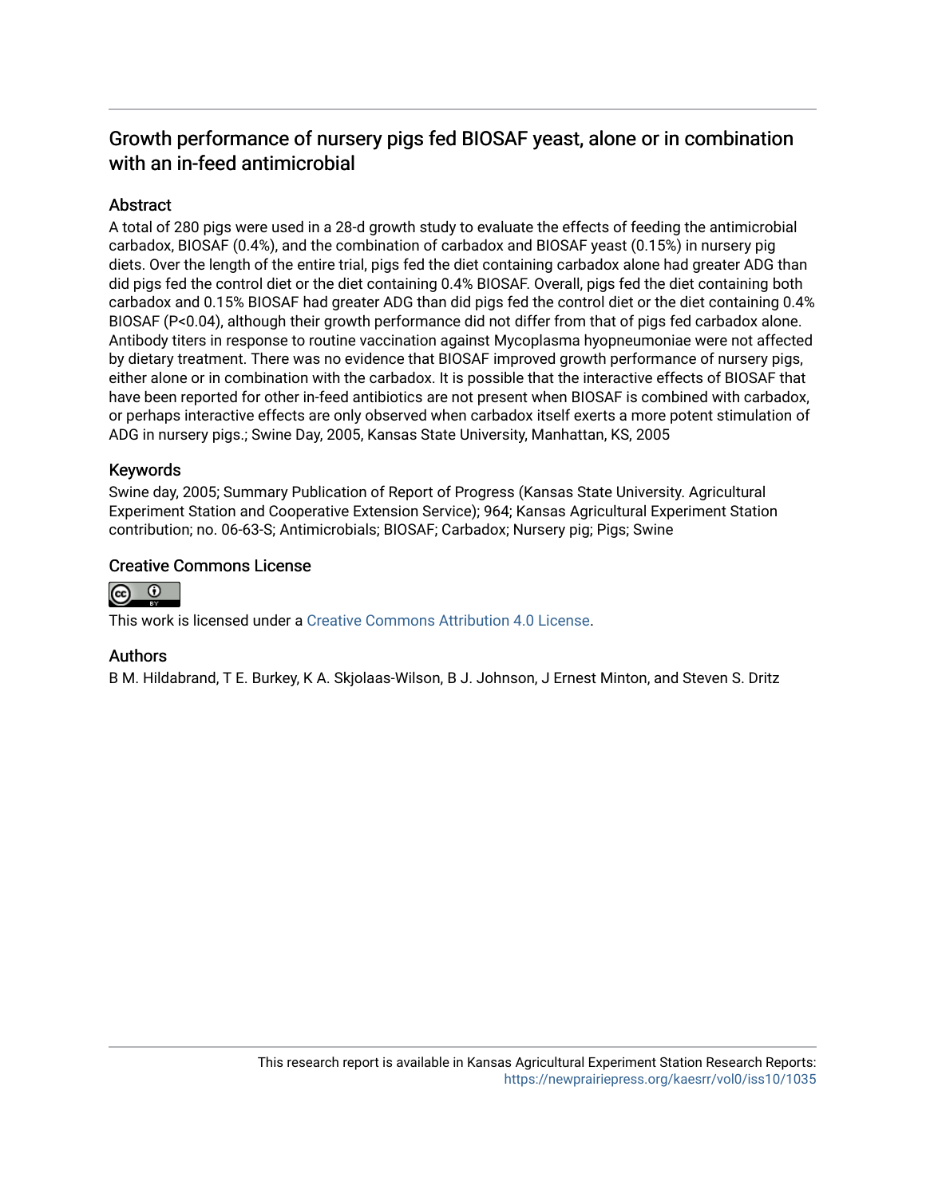# Growth performance of nursery pigs fed BIOSAF yeast, alone or in combination with an in-feed antimicrobial

## Abstract

A total of 280 pigs were used in a 28-d growth study to evaluate the effects of feeding the antimicrobial carbadox, BIOSAF (0.4%), and the combination of carbadox and BIOSAF yeast (0.15%) in nursery pig diets. Over the length of the entire trial, pigs fed the diet containing carbadox alone had greater ADG than did pigs fed the control diet or the diet containing 0.4% BIOSAF. Overall, pigs fed the diet containing both carbadox and 0.15% BIOSAF had greater ADG than did pigs fed the control diet or the diet containing 0.4% BIOSAF ($P<0.04$), although their growth performance did not differ from that of pigs fed carbadox alone. Antibody titers in response to routine vaccination against Mycoplasma hyopneumoniae were not affected by dietary treatment. There was no evidence that BIOSAF improved growth performance of nursery pigs, either alone or in combination with the carbadox. It is possible that the interactive effects of BIOSAF that have been reported for other in-feed antibiotics are not present when BIOSAF is combined with carbadox, or perhaps interactive effects are only observed when carbadox itself exerts a more potent stimulation of ADG in nursery pigs.; Swine Day, 2005, Kansas State University, Manhattan, KS, 2005

## Keywords

Swine day, 2005; Summary Publication of Report of Progress (Kansas State University. Agricultural Experiment Station and Cooperative Extension Service); 964; Kansas Agricultural Experiment Station contribution; no. 06-63-S; Antimicrobials; BIOSAF; Carbadox; Nursery pig; Pigs; Swine

## Creative Commons License

This work is licensed under a Creative Commons Attribution 4.0 License.

## Authors

B M. Hildabrand, T E. Burkey, K A. Skjolaas-Wilson, B J. Johnson, J Ernest Minton, and Steven S. Dritz

This research report is available in Kansas Agricultural Experiment Station Research Reports: https://newprairiepress.org/kaesrr/vol0/iss10/1035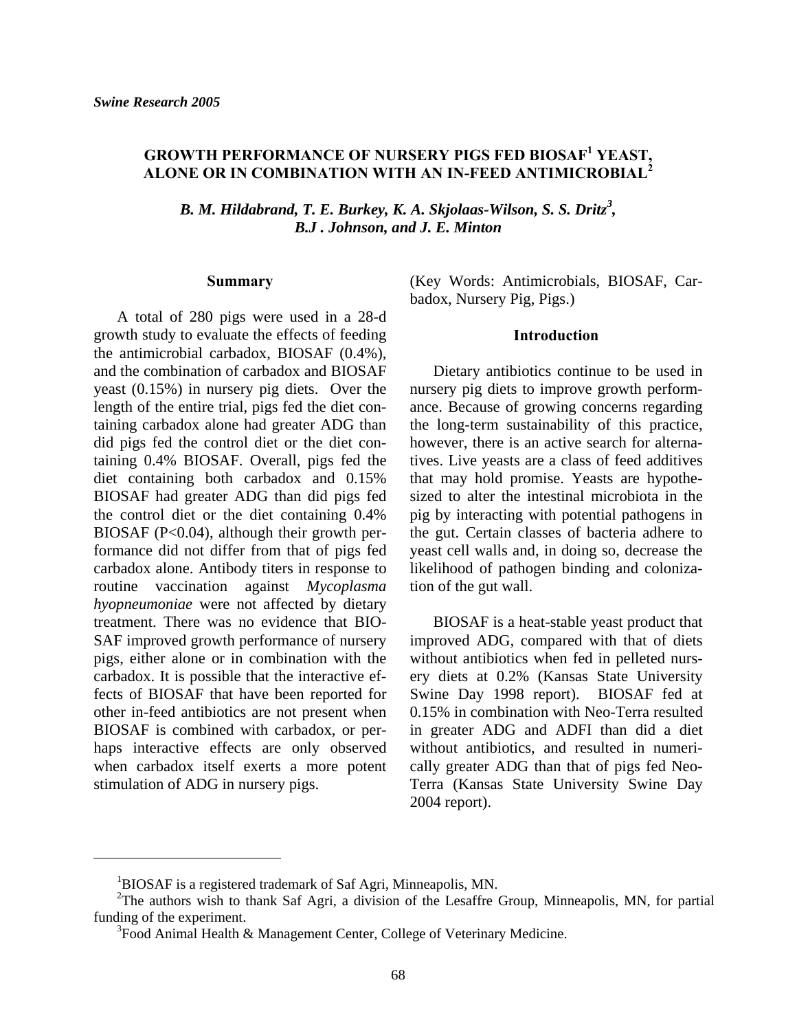*Swine Research 2005*

# GROWTH PERFORMANCE OF NURSERY PIGS FED BIOSAF[1] YEAST, ALONE OR IN COMBINATION WITH AN IN-FEED ANTIMICROBIAL[2]

***B. M. Hildabrand, T. E. Burkey, K. A. Skjolaas-Wilson, S. S. Dritz[3], B.J . Johnson, and J. E. Minton***

## Summary

A total of 280 pigs were used in a 28-d growth study to evaluate the effects of feeding the antimicrobial carbadox, BIOSAF (0.4%), and the combination of carbadox and BIOSAF yeast (0.15%) in nursery pig diets. Over the length of the entire trial, pigs fed the diet containing carbadox alone had greater ADG than did pigs fed the control diet or the diet containing 0.4% BIOSAF. Overall, pigs fed the diet containing both carbadox and 0.15% BIOSAF had greater ADG than did pigs fed the control diet or the diet containing 0.4% BIOSAF ($P<0.04$), although their growth performance did not differ from that of pigs fed carbadox alone. Antibody titers in response to routine vaccination against *Mycoplasma hyopneumoniae* were not affected by dietary treatment. There was no evidence that BIOSAF improved growth performance of nursery pigs, either alone or in combination with the carbadox. It is possible that the interactive effects of BIOSAF that have been reported for other in-feed antibiotics are not present when BIOSAF is combined with carbadox, or perhaps interactive effects are only observed when carbadox itself exerts a more potent stimulation of ADG in nursery pigs.

(Key Words: Antimicrobials, BIOSAF, Carbadox, Nursery Pig, Pigs.)

## Introduction

Dietary antibiotics continue to be used in nursery pig diets to improve growth performance. Because of growing concerns regarding the long-term sustainability of this practice, however, there is an active search for alternatives. Live yeasts are a class of feed additives that may hold promise. Yeasts are hypothesized to alter the intestinal microbiota in the pig by interacting with potential pathogens in the gut. Certain classes of bacteria adhere to yeast cell walls and, in doing so, decrease the likelihood of pathogen binding and colonization of the gut wall.

BIOSAF is a heat-stable yeast product that improved ADG, compared with that of diets without antibiotics when fed in pelleted nursery diets at 0.2% (Kansas State University Swine Day 1998 report). BIOSAF fed at 0.15% in combination with Neo-Terra resulted in greater ADG and ADFI than did a diet without antibiotics, and resulted in numerically greater ADG than that of pigs fed Neo-Terra (Kansas State University Swine Day 2004 report).

---

[1] BIOSAF is a registered trademark of Saf Agri, Minneapolis, MN.

[2] The authors wish to thank Saf Agri, a division of the Lesaffre Group, Minneapolis, MN, for partial funding of the experiment.

[3] Food Animal Health & Management Center, College of Veterinary Medicine.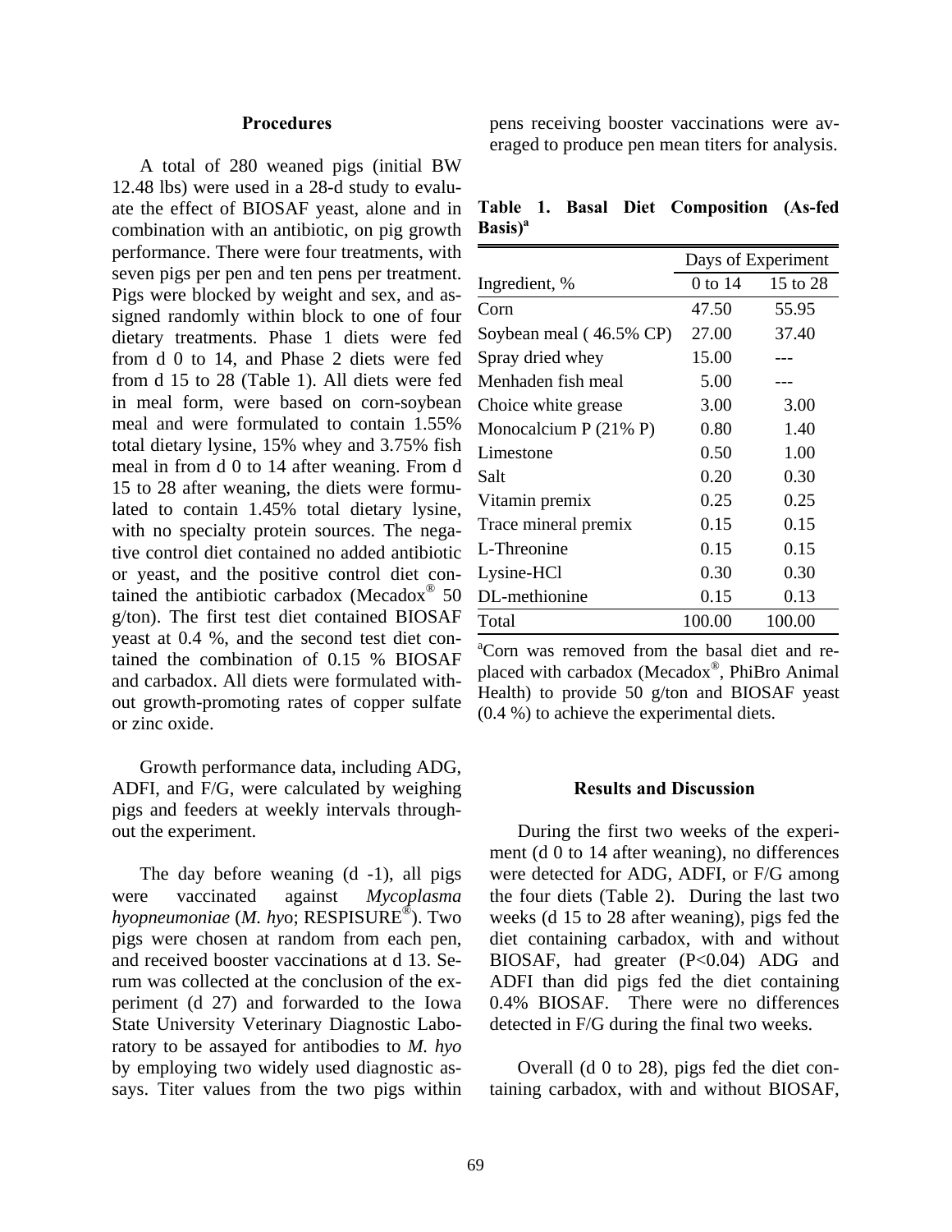### Procedures

A total of 280 weaned pigs (initial BW 12.48 lbs) were used in a 28-d study to evaluate the effect of BIOSAF yeast, alone and in combination with an antibiotic, on pig growth performance. There were four treatments, with seven pigs per pen and ten pens per treatment. Pigs were blocked by weight and sex, and assigned randomly within block to one of four dietary treatments. Phase 1 diets were fed from d 0 to 14, and Phase 2 diets were fed from d 15 to 28 (Table 1). All diets were fed in meal form, were based on corn-soybean meal and were formulated to contain 1.55% total dietary lysine, 15% whey and 3.75% fish meal in from d 0 to 14 after weaning. From d 15 to 28 after weaning, the diets were formulated to contain 1.45% total dietary lysine, with no specialty protein sources. The negative control diet contained no added antibiotic or yeast, and the positive control diet contained the antibiotic carbadox (Mecadox® 50 g/ton). The first test diet contained BIOSAF yeast at 0.4 %, and the second test diet contained the combination of 0.15 % BIOSAF and carbadox. All diets were formulated without growth-promoting rates of copper sulfate or zinc oxide.

Growth performance data, including ADG, ADFI, and F/G, were calculated by weighing pigs and feeders at weekly intervals throughout the experiment.

The day before weaning (d -1), all pigs were vaccinated against *Mycoplasma hyopneumoniae* (*M. hyo*; RESPISURE®). Two pigs were chosen at random from each pen, and received booster vaccinations at d 13. Serum was collected at the conclusion of the experiment (d 27) and forwarded to the Iowa State University Veterinary Diagnostic Laboratory to be assayed for antibodies to *M. hyo* by employing two widely used diagnostic assays. Titer values from the two pigs within pens receiving booster vaccinations were averaged to produce pen mean titers for analysis.

**Table 1. Basal Diet Composition (As-fed Basis)[a]**

| | Days of Experiment | |
|---|---|---|
| Ingredient, % | 0 to 14 | 15 to 28 |
| Corn | 47.50 | 55.95 |
| Soybean meal ( 46.5% CP) | 27.00 | 37.40 |
| Spray dried whey | 15.00 | --- |
| Menhaden fish meal | 5.00 | --- |
| Choice white grease | 3.00 | 3.00 |
| Monocalcium P (21% P) | 0.80 | 1.40 |
| Limestone | 0.50 | 1.00 |
| Salt | 0.20 | 0.30 |
| Vitamin premix | 0.25 | 0.25 |
| Trace mineral premix | 0.15 | 0.15 |
| L-Threonine | 0.15 | 0.15 |
| Lysine-HCl | 0.30 | 0.30 |
| DL-methionine | 0.15 | 0.13 |
| Total | 100.00 | 100.00 |

[a]Corn was removed from the basal diet and replaced with carbadox (Mecadox®, PhiBro Animal Health) to provide 50 g/ton and BIOSAF yeast (0.4 %) to achieve the experimental diets.

### Results and Discussion

During the first two weeks of the experiment (d 0 to 14 after weaning), no differences were detected for ADG, ADFI, or F/G among the four diets (Table 2). During the last two weeks (d 15 to 28 after weaning), pigs fed the diet containing carbadox, with and without BIOSAF, had greater ($P<0.04$) ADG and ADFI than did pigs fed the diet containing 0.4% BIOSAF. There were no differences detected in F/G during the final two weeks.

Overall (d 0 to 28), pigs fed the diet containing carbadox, with and without BIOSAF,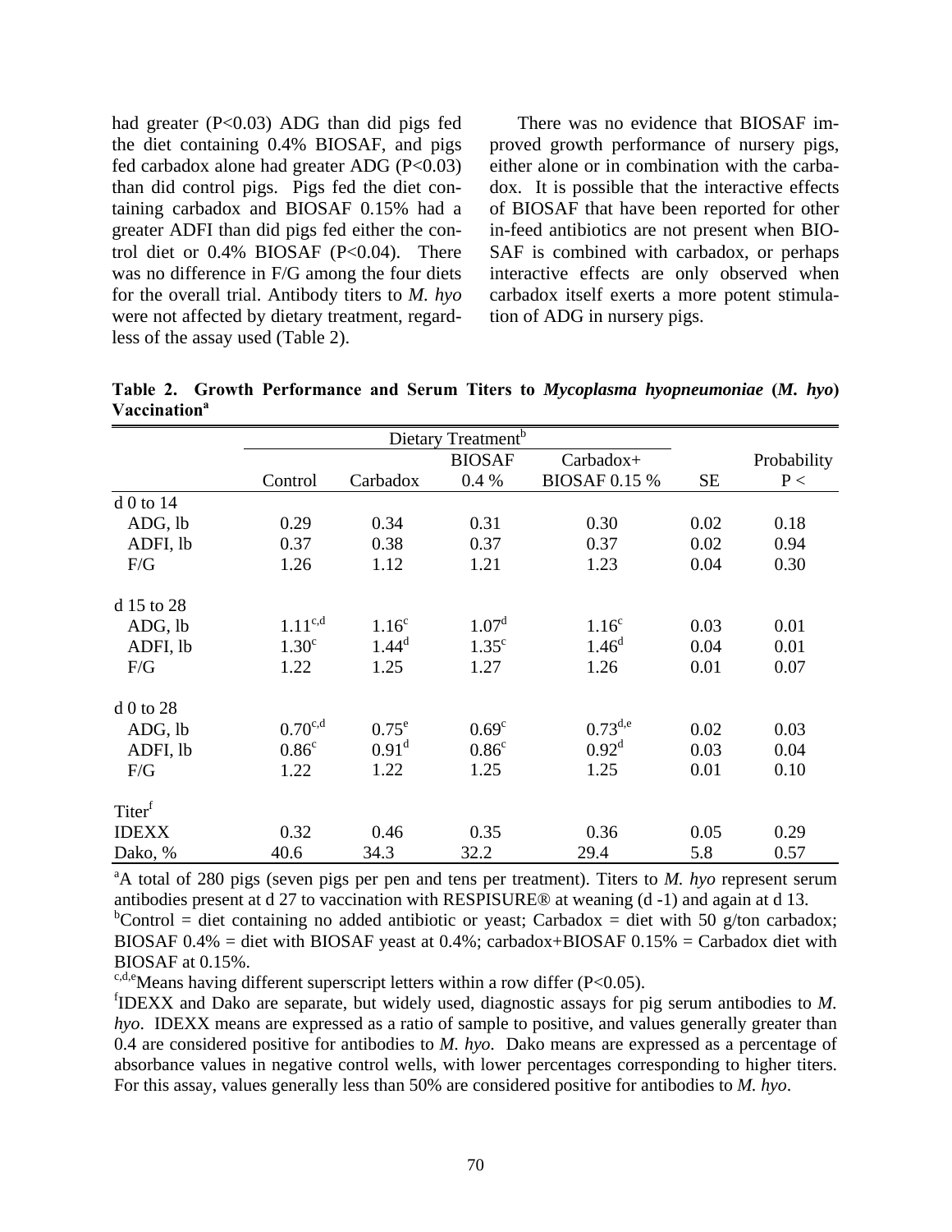had greater (P<0.03) ADG than did pigs fed the diet containing 0.4% BIOSAF, and pigs fed carbadox alone had greater ADG (P<0.03) than did control pigs. Pigs fed the diet containing carbadox and BIOSAF 0.15% had a greater ADFI than did pigs fed either the control diet or 0.4% BIOSAF (P<0.04). There was no difference in F/G among the four diets for the overall trial. Antibody titers to *M. hyo* were not affected by dietary treatment, regardless of the assay used (Table 2).

There was no evidence that BIOSAF improved growth performance of nursery pigs, either alone or in combination with the carbadox. It is possible that the interactive effects of BIOSAF that have been reported for other in-feed antibiotics are not present when BIOSAF is combined with carbadox, or perhaps interactive effects are only observed when carbadox itself exerts a more potent stimulation of ADG in nursery pigs.

**Table 2. Growth Performance and Serum Titers to *Mycoplasma hyopneumoniae* (*M. hyo*) Vaccination[a]**

| | Dietary Treatment[b] | | | | | |
|---|---|---|---|---|---|---|
| | Control | Carbadox | BIOSAF 0.4 % | Carbadox+ BIOSAF 0.15 % | SE | Probability P < |
| d 0 to 14 | | | | | | |
| ADG, lb | 0.29 | 0.34 | 0.31 | 0.30 | 0.02 | 0.18 |
| ADFI, lb | 0.37 | 0.38 | 0.37 | 0.37 | 0.02 | 0.94 |
| F/G | 1.26 | 1.12 | 1.21 | 1.23 | 0.04 | 0.30 |
| d 15 to 28 | | | | | | |
| ADG, lb | 1.11[c,d] | 1.16[c] | 1.07[d] | 1.16[c] | 0.03 | 0.01 |
| ADFI, lb | 1.30[c] | 1.44[d] | 1.35[c] | 1.46[d] | 0.04 | 0.01 |
| F/G | 1.22 | 1.25 | 1.27 | 1.26 | 0.01 | 0.07 |
| d 0 to 28 | | | | | | |
| ADG, lb | 0.70[c,d] | 0.75[e] | 0.69[c] | 0.73[d,e] | 0.02 | 0.03 |
| ADFI, lb | 0.86[c] | 0.91[d] | 0.86[c] | 0.92[d] | 0.03 | 0.04 |
| F/G | 1.22 | 1.22 | 1.25 | 1.25 | 0.01 | 0.10 |
| Titer[f] | | | | | | |
| IDEXX | 0.32 | 0.46 | 0.35 | 0.36 | 0.05 | 0.29 |
| Dako, % | 40.6 | 34.3 | 32.2 | 29.4 | 5.8 | 0.57 |

[a]A total of 280 pigs (seven pigs per pen and tens per treatment). Titers to *M. hyo* represent serum antibodies present at d 27 to vaccination with RESPISURE® at weaning (d -1) and again at d 13.
[b]Control = diet containing no added antibiotic or yeast; Carbadox = diet with 50 g/ton carbadox; BIOSAF 0.4% = diet with BIOSAF yeast at 0.4%; carbadox+BIOSAF 0.15% = Carbadox diet with BIOSAF at 0.15%.
[c,d,e]Means having different superscript letters within a row differ (P<0.05).
[f]IDEXX and Dako are separate, but widely used, diagnostic assays for pig serum antibodies to *M. hyo*. IDEXX means are expressed as a ratio of sample to positive, and values generally greater than 0.4 are considered positive for antibodies to *M. hyo.* Dako means are expressed as a percentage of absorbance values in negative control wells, with lower percentages corresponding to higher titers. For this assay, values generally less than 50% are considered positive for antibodies to *M. hyo*.